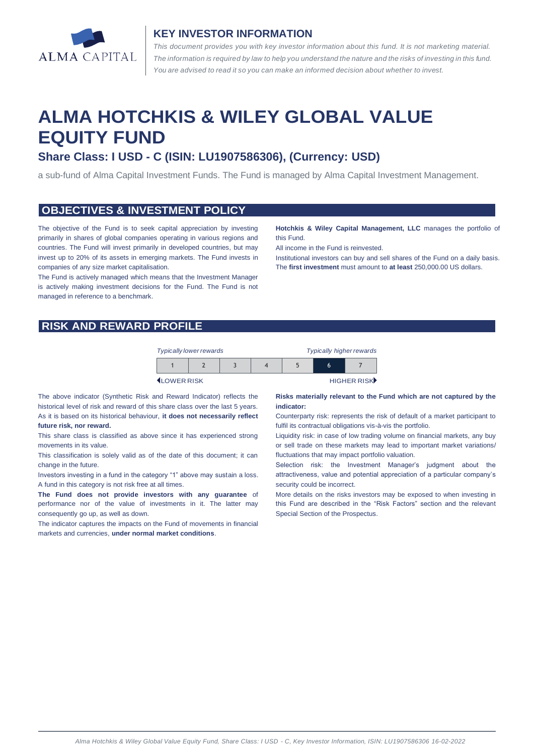ALMA CAPITAL

## KEY INVESTOR INFORMATION

*This document provides you with key investor information about this fund. It is not marketing material. The information is required by law to help you understand the nature and the risks of investing in this fund. You are advised to read it so you can make an informed decision about whether to invest.*

# ALMA HOTCHKIS & WILEY GLOBAL VALUE EQUITY FUND

### Share Class: I USD - C (ISIN: LU1907586306), (Currency: USD)

a sub-fund of Alma Capital Investment Funds. The Fund is managed by Alma Capital Investment Management.

## OBJECTIVES & INVESTMENT POLICY

The objective of the Fund is to seek capital appreciation by investing primarily in shares of global companies operating in various regions and countries. The Fund will invest primarily in developed countries, but may invest up to 20% of its assets in emerging markets. The Fund invests in companies of any size market capitalisation.

The Fund is actively managed which means that the Investment Manager is actively making investment decisions for the Fund. The Fund is not managed in reference to a benchmark.

**Hotchkis & Wiley Capital Management, LLC** manages the portfolio of this Fund.

All income in the Fund is reinvested.

Institutional investors can buy and sell shares of the Fund on a daily basis. The **first investment** must amount to **at least** 250,000.00 US dollars.

## RISK AND REWARD PROFILE

*Typically lower rewards* — *Typically higher rewards*

| 1 | 2 | 3 | 4 | 5 | **6** | 7 |
|---|---|---|---|---|---|---|

LOWER RISK — HIGHER RISK

The above indicator (Synthetic Risk and Reward Indicator) reflects the historical level of risk and reward of this share class over the last 5 years. As it is based on its historical behaviour, **it does not necessarily reflect future risk, nor reward.**

This share class is classified as above since it has experienced strong movements in its value.

This classification is solely valid as of the date of this document; it can change in the future.

Investors investing in a fund in the category "1" above may sustain a loss. A fund in this category is not risk free at all times.

**The Fund does not provide investors with any guarantee** of performance nor of the value of investments in it. The latter may consequently go up, as well as down.

The indicator captures the impacts on the Fund of movements in financial markets and currencies, **under normal market conditions**.

**Risks materially relevant to the Fund which are not captured by the indicator:**

Counterparty risk: represents the risk of default of a market participant to fulfil its contractual obligations vis-à-vis the portfolio.

Liquidity risk: in case of low trading volume on financial markets, any buy or sell trade on these markets may lead to important market variations/ fluctuations that may impact portfolio valuation.

Selection risk: the Investment Manager's judgment about the attractiveness, value and potential appreciation of a particular company's security could be incorrect.

More details on the risks investors may be exposed to when investing in this Fund are described in the "Risk Factors" section and the relevant Special Section of the Prospectus.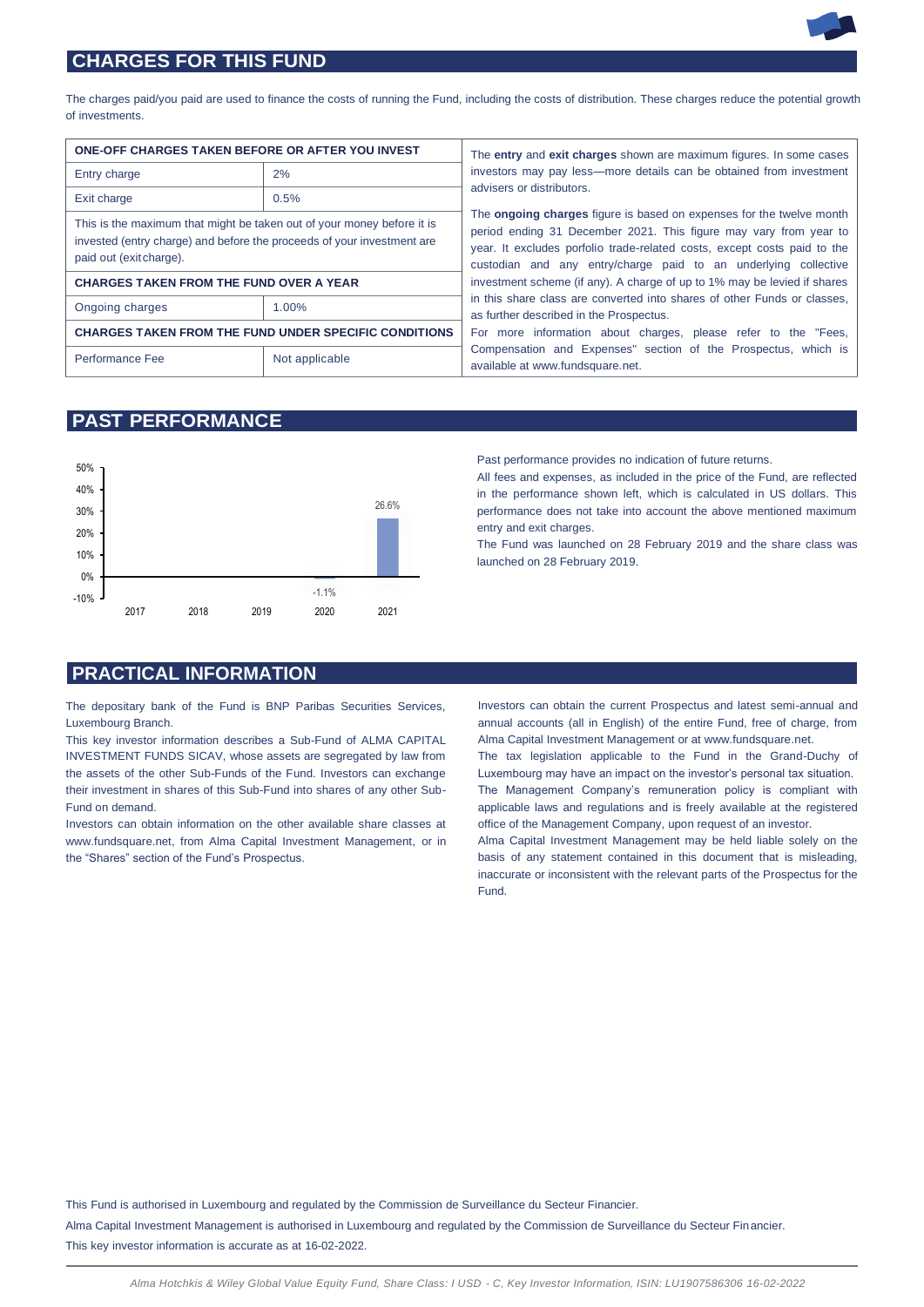## CHARGES FOR THIS FUND

The charges paid/you paid are used to finance the costs of running the Fund, including the costs of distribution. These charges reduce the potential growth of investments.

| ONE-OFF CHARGES TAKEN BEFORE OR AFTER YOU INVEST | |
|---|---|
| Entry charge | 2% |
| Exit charge | 0.5% |
| This is the maximum that might be taken out of your money before it is invested (entry charge) and before the proceeds of your investment are paid out (exit charge). | |
| **CHARGES TAKEN FROM THE FUND OVER A YEAR** | |
| Ongoing charges | 1.00% |
| **CHARGES TAKEN FROM THE FUND UNDER SPECIFIC CONDITIONS** | |
| Performance Fee | Not applicable |

The **entry** and **exit charges** shown are maximum figures. In some cases investors may pay less—more details can be obtained from investment advisers or distributors.

The **ongoing charges** figure is based on expenses for the twelve month period ending 31 December 2021. This figure may vary from year to year. It excludes porfolio trade-related costs, except costs paid to the custodian and any entry/charge paid to an underlying collective investment scheme (if any). A charge of up to 1% may be levied if shares in this share class are converted into shares of other Funds or classes, as further described in the Prospectus.

For more information about charges, please refer to the "Fees, Compensation and Expenses" section of the Prospectus, which is available at www.fundsquare.net.

## PAST PERFORMANCE

50%
40%
30%
20%
10%
0%
-10%

2017
2018
2019
2020
2021

-1.1%
26.6%

Past performance provides no indication of future returns.

All fees and expenses, as included in the price of the Fund, are reflected in the performance shown left, which is calculated in US dollars. This performance does not take into account the above mentioned maximum entry and exit charges.

The Fund was launched on 28 February 2019 and the share class was launched on 28 February 2019.

## PRACTICAL INFORMATION

The depositary bank of the Fund is BNP Paribas Securities Services, Luxembourg Branch.

This key investor information describes a Sub-Fund of ALMA CAPITAL INVESTMENT FUNDS SICAV, whose assets are segregated by law from the assets of the other Sub-Funds of the Fund. Investors can exchange their investment in shares of this Sub-Fund into shares of any other Sub-Fund on demand.

Investors can obtain information on the other available share classes at www.fundsquare.net, from Alma Capital Investment Management, or in the "Shares" section of the Fund's Prospectus.

Investors can obtain the current Prospectus and latest semi-annual and annual accounts (all in English) of the entire Fund, free of charge, from Alma Capital Investment Management or at www.fundsquare.net.

The tax legislation applicable to the Fund in the Grand-Duchy of Luxembourg may have an impact on the investor's personal tax situation.

The Management Company's remuneration policy is compliant with applicable laws and regulations and is freely available at the registered office of the Management Company, upon request of an investor.

Alma Capital Investment Management may be held liable solely on the basis of any statement contained in this document that is misleading, inaccurate or inconsistent with the relevant parts of the Prospectus for the Fund.

This Fund is authorised in Luxembourg and regulated by the Commission de Surveillance du Secteur Financier.

Alma Capital Investment Management is authorised in Luxembourg and regulated by the Commission de Surveillance du Secteur Financier.

This key investor information is accurate as at 16-02-2022.